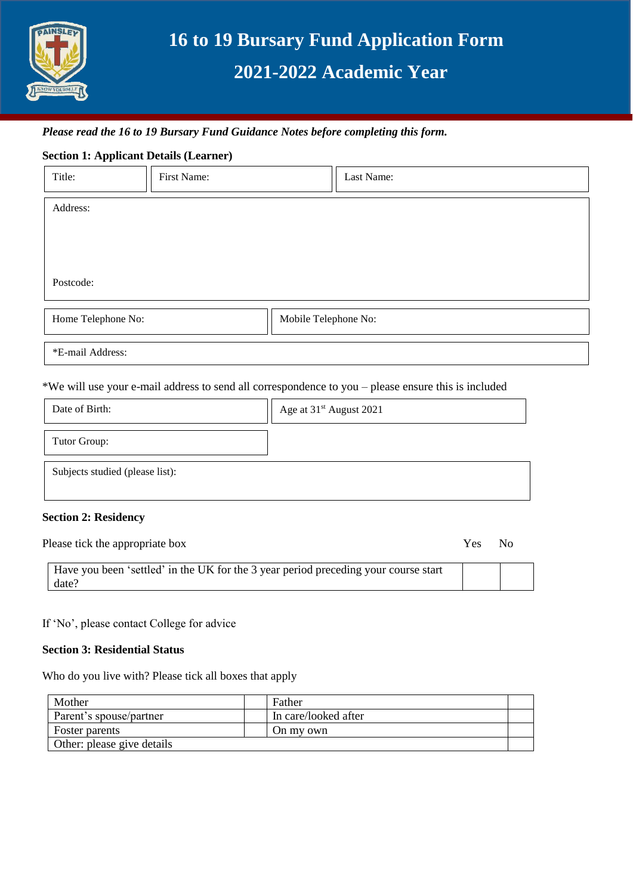# 16 to 19 Bursary Fund Application Form

## 2021-2022 Academic Year

***Please read the 16 to 19 Bursary Fund Guidance Notes before completing this form.***

**Section 1: Applicant Details (Learner)**

| Title: | First Name: | Last Name: |
|---|---|---|

| Address:<br><br><br>Postcode: |
|---|

| Home Telephone No: | Mobile Telephone No: |
|---|---|

| *E-mail Address: |
|---|

*We will use your e-mail address to send all correspondence to you – please ensure this is included

| Date of Birth: | Age at 31st August 2021 |
|---|---|

| Tutor Group: |
|---|

| Subjects studied (please list): |
|---|

**Section 2: Residency**

Please tick the appropriate box

| | Yes | No |
|---|---|---|
| Have you been 'settled' in the UK for the 3 year period preceding your course start date? | | |

If 'No', please contact College for advice

**Section 3: Residential Status**

Who do you live with? Please tick all boxes that apply

| | | | |
|---|---|---|---|
| Mother | | Father | |
| Parent's spouse/partner | | In care/looked after | |
| Foster parents | | On my own | |
| Other: please give details | | | |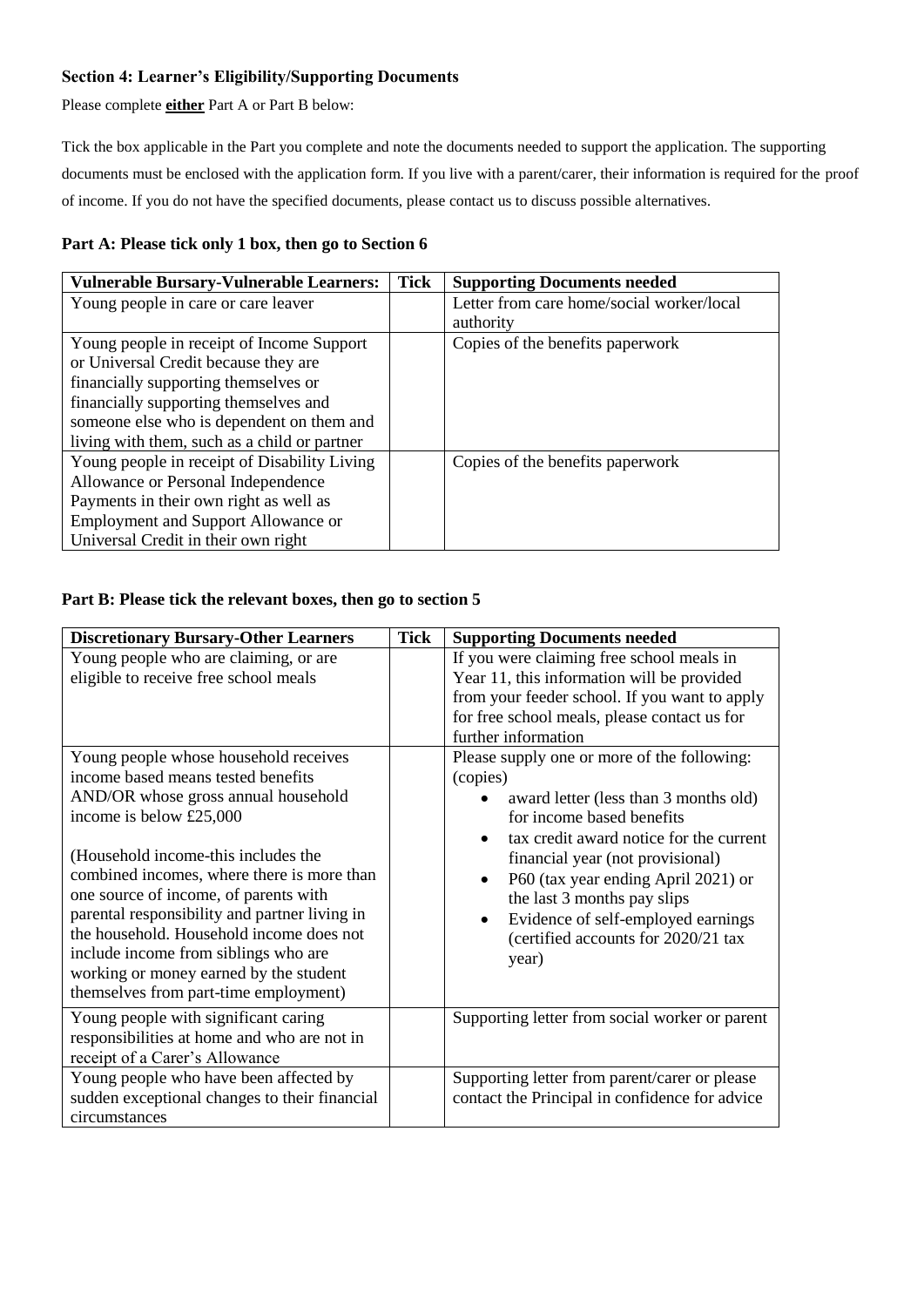### Section 4: Learner's Eligibility/Supporting Documents

Please complete **either** Part A or Part B below:

Tick the box applicable in the Part you complete and note the documents needed to support the application. The supporting documents must be enclosed with the application form. If you live with a parent/carer, their information is required for the proof of income. If you do not have the specified documents, please contact us to discuss possible alternatives.

#### Part A: Please tick only 1 box, then go to Section 6

| Vulnerable Bursary-Vulnerable Learners: | Tick | Supporting Documents needed |
|---|---|---|
| Young people in care or care leaver | | Letter from care home/social worker/local authority |
| Young people in receipt of Income Support or Universal Credit because they are financially supporting themselves or financially supporting themselves and someone else who is dependent on them and living with them, such as a child or partner | | Copies of the benefits paperwork |
| Young people in receipt of Disability Living Allowance or Personal Independence Payments in their own right as well as Employment and Support Allowance or Universal Credit in their own right | | Copies of the benefits paperwork |

#### Part B: Please tick the relevant boxes, then go to section 5

| Discretionary Bursary-Other Learners | Tick | Supporting Documents needed |
|---|---|---|
| Young people who are claiming, or are eligible to receive free school meals | | If you were claiming free school meals in Year 11, this information will be provided from your feeder school. If you want to apply for free school meals, please contact us for further information |
| Young people whose household receives income based means tested benefits AND/OR whose gross annual household income is below £25,000<br><br>(Household income-this includes the combined incomes, where there is more than one source of income, of parents with parental responsibility and partner living in the household. Household income does not include income from siblings who are working or money earned by the student themselves from part-time employment) | | Please supply one or more of the following: (copies)<br>• award letter (less than 3 months old) for income based benefits<br>• tax credit award notice for the current financial year (not provisional)<br>• P60 (tax year ending April 2021) or the last 3 months pay slips<br>• Evidence of self-employed earnings (certified accounts for 2020/21 tax year) |
| Young people with significant caring responsibilities at home and who are not in receipt of a Carer's Allowance | | Supporting letter from social worker or parent |
| Young people who have been affected by sudden exceptional changes to their financial circumstances | | Supporting letter from parent/carer or please contact the Principal in confidence for advice |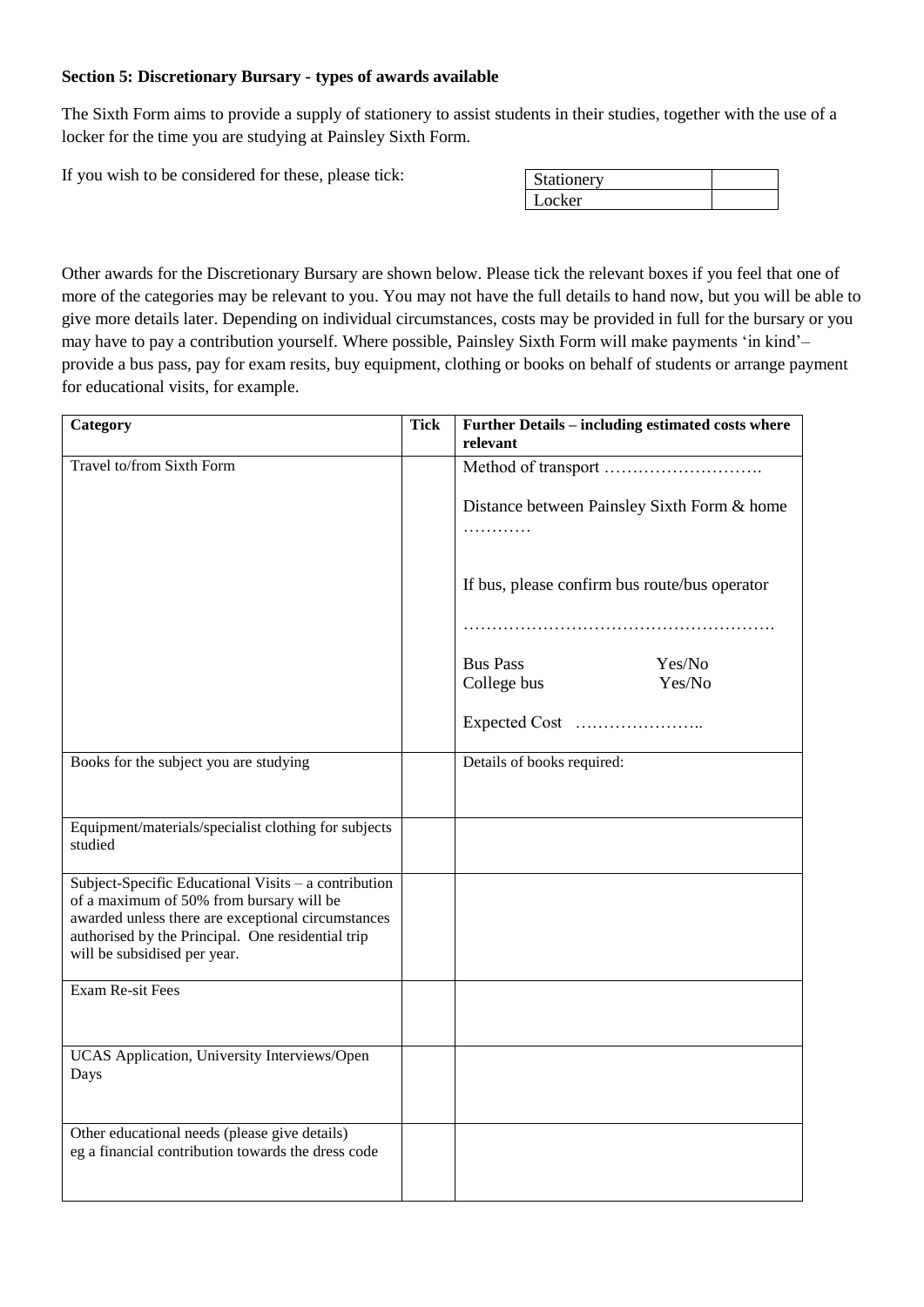**Section 5: Discretionary Bursary - types of awards available**

The Sixth Form aims to provide a supply of stationery to assist students in their studies, together with the use of a locker for the time you are studying at Painsley Sixth Form.

If you wish to be considered for these, please tick:

| | |
|---|---|
| Stationery | |
| Locker | |

Other awards for the Discretionary Bursary are shown below. Please tick the relevant boxes if you feel that one of more of the categories may be relevant to you. You may not have the full details to hand now, but you will be able to give more details later. Depending on individual circumstances, costs may be provided in full for the bursary or you may have to pay a contribution yourself. Where possible, Painsley Sixth Form will make payments 'in kind'– provide a bus pass, pay for exam resits, buy equipment, clothing or books on behalf of students or arrange payment for educational visits, for example.

| Category | Tick | Further Details – including estimated costs where relevant |
|---|---|---|
| Travel to/from Sixth Form | | Method of transport ……………………….<br><br>Distance between Painsley Sixth Form & home …………<br><br>If bus, please confirm bus route/bus operator<br><br>……………………………………………….<br><br>Bus Pass Yes/No<br>College bus Yes/No<br><br>Expected Cost ………………….. |
| Books for the subject you are studying | | Details of books required: |
| Equipment/materials/specialist clothing for subjects studied | | |
| Subject-Specific Educational Visits – a contribution of a maximum of 50% from bursary will be awarded unless there are exceptional circumstances authorised by the Principal. One residential trip will be subsidised per year. | | |
| Exam Re-sit Fees | | |
| UCAS Application, University Interviews/Open Days | | |
| Other educational needs (please give details)<br>eg a financial contribution towards the dress code | | |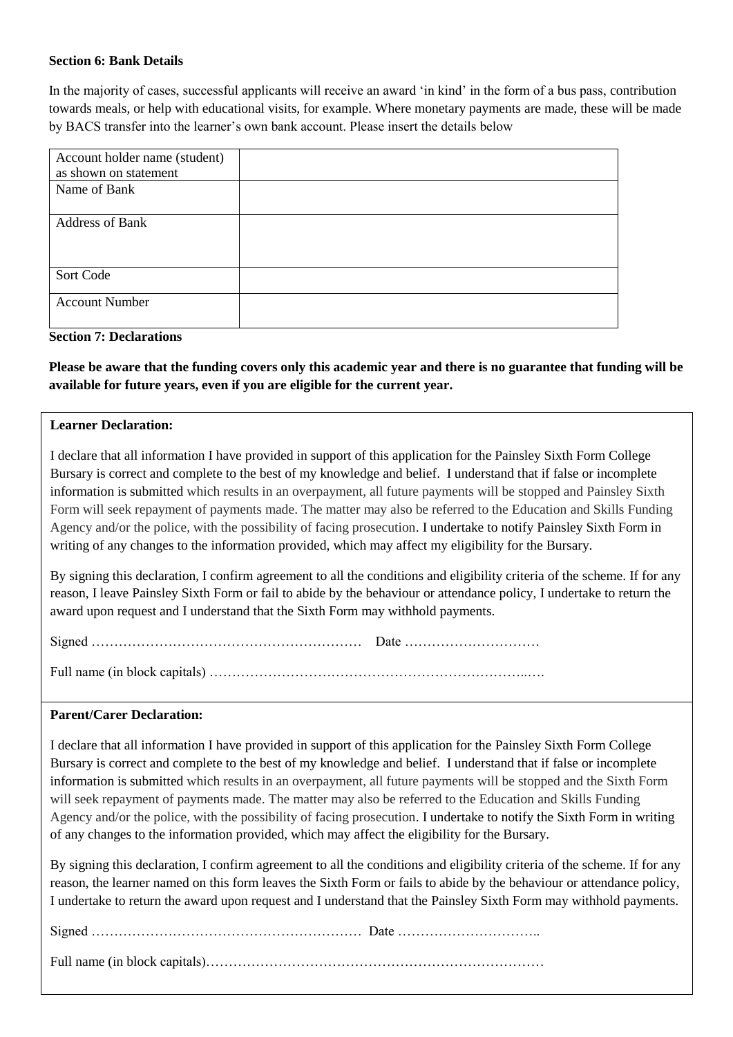**Section 6: Bank Details**

In the majority of cases, successful applicants will receive an award 'in kind' in the form of a bus pass, contribution towards meals, or help with educational visits, for example. Where monetary payments are made, these will be made by BACS transfer into the learner's own bank account. Please insert the details below

| Account holder name (student) as shown on statement | |
|---|---|
| Name of Bank | |
| Address of Bank | |
| Sort Code | |
| Account Number | |

**Section 7: Declarations**

**Please be aware that the funding covers only this academic year and there is no guarantee that funding will be available for future years, even if you are eligible for the current year.**

**Learner Declaration:**

I declare that all information I have provided in support of this application for the Painsley Sixth Form College Bursary is correct and complete to the best of my knowledge and belief. I understand that if false or incomplete information is submitted which results in an overpayment, all future payments will be stopped and Painsley Sixth Form will seek repayment of payments made. The matter may also be referred to the Education and Skills Funding Agency and/or the police, with the possibility of facing prosecution. I undertake to notify Painsley Sixth Form in writing of any changes to the information provided, which may affect my eligibility for the Bursary.

By signing this declaration, I confirm agreement to all the conditions and eligibility criteria of the scheme. If for any reason, I leave Painsley Sixth Form or fail to abide by the behaviour or attendance policy, I undertake to return the award upon request and I understand that the Sixth Form may withhold payments.

Signed ………………………………………………… Date …………………………

Full name (in block capitals) …………………………………………………………..….

**Parent/Carer Declaration:**

I declare that all information I have provided in support of this application for the Painsley Sixth Form College Bursary is correct and complete to the best of my knowledge and belief. I understand that if false or incomplete information is submitted which results in an overpayment, all future payments will be stopped and the Sixth Form will seek repayment of payments made. The matter may also be referred to the Education and Skills Funding Agency and/or the police, with the possibility of facing prosecution. I undertake to notify the Sixth Form in writing of any changes to the information provided, which may affect the eligibility for the Bursary.

By signing this declaration, I confirm agreement to all the conditions and eligibility criteria of the scheme. If for any reason, the learner named on this form leaves the Sixth Form or fails to abide by the behaviour or attendance policy, I undertake to return the award upon request and I understand that the Painsley Sixth Form may withhold payments.

Signed ………………………………………………… Date …………………………..

Full name (in block capitals)……………………………………………………………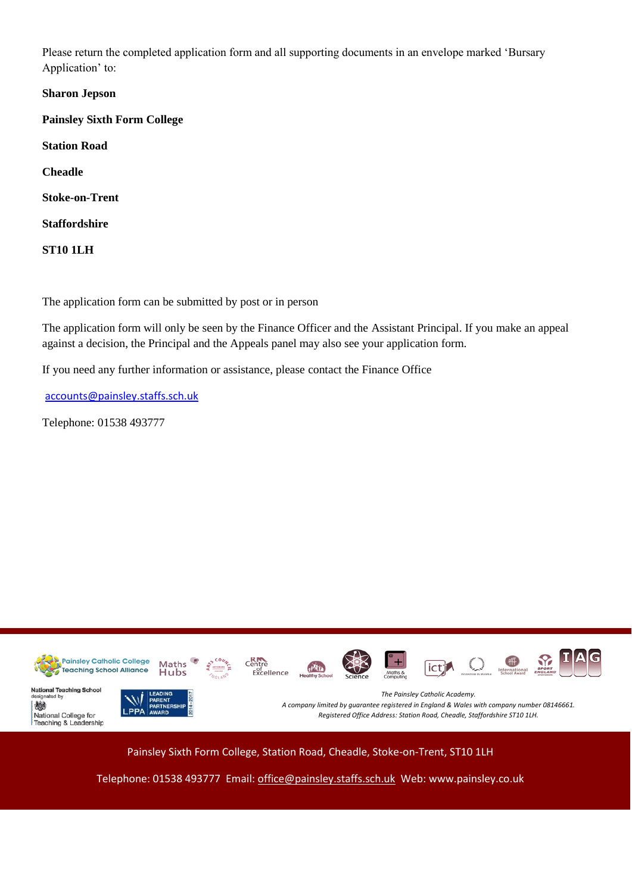Please return the completed application form and all supporting documents in an envelope marked 'Bursary Application' to:

**Sharon Jepson**

**Painsley Sixth Form College**

**Station Road**

**Cheadle**

**Stoke-on-Trent**

**Staffordshire**

**ST10 1LH**

The application form can be submitted by post or in person

The application form will only be seen by the Finance Officer and the Assistant Principal. If you make an appeal against a decision, the Principal and the Appeals panel may also see your application form.

If you need any further information or assistance, please contact the Finance Office

accounts@painsley.staffs.sch.uk

Telephone: 01538 493777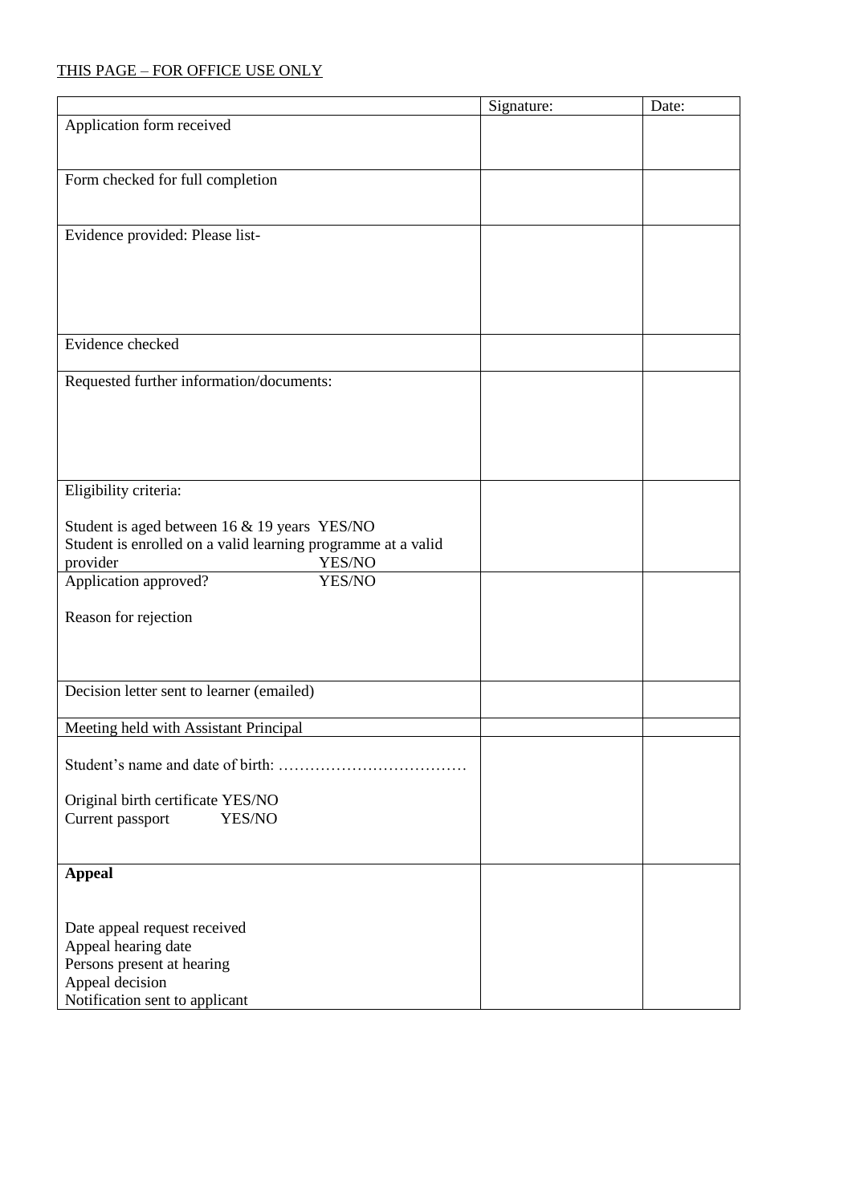<u>THIS PAGE – FOR OFFICE USE ONLY</u>

| | Signature: | Date: |
|---|---|---|
| Application form received | | |
| Form checked for full completion | | |
| Evidence provided: Please list- | | |
| Evidence checked | | |
| Requested further information/documents: | | |
| Eligibility criteria:<br><br>Student is aged between 16 & 19 years YES/NO<br>Student is enrolled on a valid learning programme at a valid provider YES/NO | | |
| Application approved? YES/NO<br><br>Reason for rejection | | |
| Decision letter sent to learner (emailed) | | |
| Meeting held with Assistant Principal | | |
| Student's name and date of birth: ………………………………<br><br>Original birth certificate YES/NO<br>Current passport YES/NO | | |
| **Appeal**<br><br>Date appeal request received<br>Appeal hearing date<br>Persons present at hearing<br>Appeal decision<br>Notification sent to applicant | | |